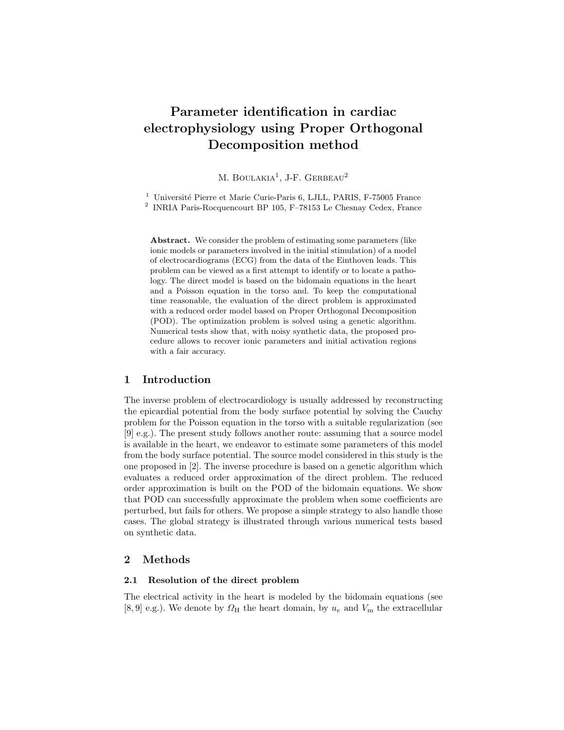// Title
# Parameter identification in cardiac electrophysiology using Proper Orthogonal Decomposition method

M. Boulakia[1], J-F. Gerbeau[2]

[1] Université Pierre et Marie Curie-Paris 6, LJLL, PARIS, F-75005 France
[2] INRIA Paris-Rocquencourt BP 105, F–78153 Le Chesnay Cedex, France

**Abstract.** We consider the problem of estimating some parameters (like ionic models or parameters involved in the initial stimulation) of a model of electrocardiograms (ECG) from the data of the Einthoven leads. This problem can be viewed as a first attempt to identify or to locate a pathology. The direct model is based on the bidomain equations in the heart and a Poisson equation in the torso and. To keep the computational time reasonable, the evaluation of the direct problem is approximated with a reduced order model based on Proper Orthogonal Decomposition (POD). The optimization problem is solved using a genetic algorithm. Numerical tests show that, with noisy synthetic data, the proposed procedure allows to recover ionic parameters and initial activation regions with a fair accuracy.

## 1 Introduction

The inverse problem of electrocardiology is usually addressed by reconstructing the epicardial potential from the body surface potential by solving the Cauchy problem for the Poisson equation in the torso with a suitable regularization (see [9] e.g.). The present study follows another route: assuming that a source model is available in the heart, we endeavor to estimate some parameters of this model from the body surface potential. The source model considered in this study is the one proposed in [2]. The inverse procedure is based on a genetic algorithm which evaluates a reduced order approximation of the direct problem. The reduced order approximation is built on the POD of the bidomain equations. We show that POD can successfully approximate the problem when some coefficients are perturbed, but fails for others. We propose a simple strategy to also handle those cases. The global strategy is illustrated through various numerical tests based on synthetic data.

## 2 Methods

### 2.1 Resolution of the direct problem

The electrical activity in the heart is modeled by the bidomain equations (see [8, 9] e.g.). We denote by $\Omega_{\mathrm{H}}$ the heart domain, by $u_e$ and $V_{\mathrm{m}}$ the extracellular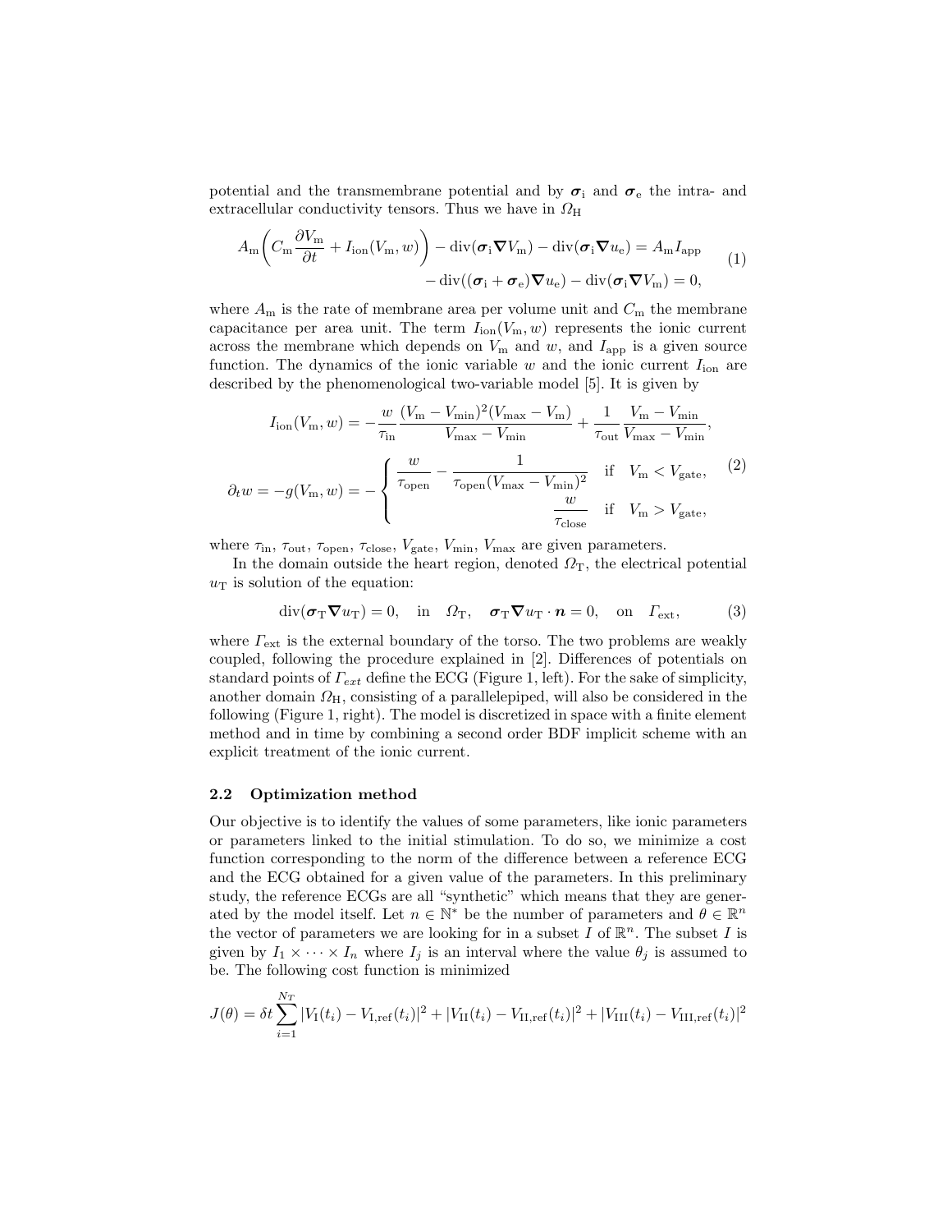potential and the transmembrane potential and by $\boldsymbol{\sigma}_\mathrm{i}$ and $\boldsymbol{\sigma}_\mathrm{e}$ the intra- and extracellular conductivity tensors. Thus we have in $\Omega_\mathrm{H}$

$$
\begin{aligned}
A_\mathrm{m}\left(C_\mathrm{m}\frac{\partial V_\mathrm{m}}{\partial t} + I_\mathrm{ion}(V_\mathrm{m}, w)\right) - \mathrm{div}(\boldsymbol{\sigma}_\mathrm{i}\boldsymbol{\nabla} V_\mathrm{m}) - \mathrm{div}(\boldsymbol{\sigma}_\mathrm{i}\boldsymbol{\nabla} u_\mathrm{e}) &= A_\mathrm{m} I_\mathrm{app} \\
- \mathrm{div}((\boldsymbol{\sigma}_\mathrm{i} + \boldsymbol{\sigma}_\mathrm{e})\boldsymbol{\nabla} u_\mathrm{e}) - \mathrm{div}(\boldsymbol{\sigma}_\mathrm{i}\boldsymbol{\nabla} V_\mathrm{m}) &= 0,
\end{aligned}
\tag{1}
$$

where $A_\mathrm{m}$ is the rate of membrane area per volume unit and $C_\mathrm{m}$ the membrane capacitance per area unit. The term $I_\mathrm{ion}(V_\mathrm{m}, w)$ represents the ionic current across the membrane which depends on $V_\mathrm{m}$ and $w$, and $I_\mathrm{app}$ is a given source function. The dynamics of the ionic variable $w$ and the ionic current $I_\mathrm{ion}$ are described by the phenomenological two-variable model [5]. It is given by

$$
\begin{aligned}
I_\mathrm{ion}(V_\mathrm{m}, w) &= -\frac{w}{\tau_\mathrm{in}}\frac{(V_\mathrm{m} - V_\mathrm{min})^2(V_\mathrm{max} - V_\mathrm{m})}{V_\mathrm{max} - V_\mathrm{min}} + \frac{1}{\tau_\mathrm{out}}\frac{V_\mathrm{m} - V_\mathrm{min}}{V_\mathrm{max} - V_\mathrm{min}}, \\
\partial_t w = -g(V_\mathrm{m}, w) &= -\begin{cases} \dfrac{w}{\tau_\mathrm{open}} - \dfrac{1}{\tau_\mathrm{open}(V_\mathrm{max} - V_\mathrm{min})^2} & \text{if} \quad V_\mathrm{m} < V_\mathrm{gate}, \\ \dfrac{w}{\tau_\mathrm{close}} & \text{if} \quad V_\mathrm{m} > V_\mathrm{gate}, \end{cases}
\end{aligned}
\tag{2}
$$

where $\tau_\mathrm{in}$, $\tau_\mathrm{out}$, $\tau_\mathrm{open}$, $\tau_\mathrm{close}$, $V_\mathrm{gate}$, $V_\mathrm{min}$, $V_\mathrm{max}$ are given parameters.

In the domain outside the heart region, denoted $\Omega_\mathrm{T}$, the electrical potential $u_\mathrm{T}$ is solution of the equation:

$$
\mathrm{div}(\boldsymbol{\sigma}_\mathrm{T}\boldsymbol{\nabla} u_\mathrm{T}) = 0, \quad \text{in} \quad \Omega_\mathrm{T}, \quad \boldsymbol{\sigma}_\mathrm{T}\boldsymbol{\nabla} u_\mathrm{T} \cdot \boldsymbol{n} = 0, \quad \text{on} \quad \Gamma_\mathrm{ext}, \tag{3}
$$

where $\Gamma_\mathrm{ext}$ is the external boundary of the torso. The two problems are weakly coupled, following the procedure explained in [2]. Differences of potentials on standard points of $\Gamma_{ext}$ define the ECG (Figure 1, left). For the sake of simplicity, another domain $\Omega_\mathrm{H}$, consisting of a parallelepiped, will also be considered in the following (Figure 1, right). The model is discretized in space with a finite element method and in time by combining a second order BDF implicit scheme with an explicit treatment of the ionic current.

### 2.2 Optimization method

Our objective is to identify the values of some parameters, like ionic parameters or parameters linked to the initial stimulation. To do so, we minimize a cost function corresponding to the norm of the difference between a reference ECG and the ECG obtained for a given value of the parameters. In this preliminary study, the reference ECGs are all "synthetic" which means that they are generated by the model itself. Let $n \in \mathbb{N}^*$ be the number of parameters and $\theta \in \mathbb{R}^n$ the vector of parameters we are looking for in a subset $I$ of $\mathbb{R}^n$. The subset $I$ is given by $I_1 \times \cdots \times I_n$ where $I_j$ is an interval where the value $\theta_j$ is assumed to be. The following cost function is minimized

$$
J(\theta) = \delta t \sum_{i=1}^{N_T} |V_\mathrm{I}(t_i) - V_\mathrm{I,ref}(t_i)|^2 + |V_\mathrm{II}(t_i) - V_\mathrm{II,ref}(t_i)|^2 + |V_\mathrm{III}(t_i) - V_\mathrm{III,ref}(t_i)|^2
$$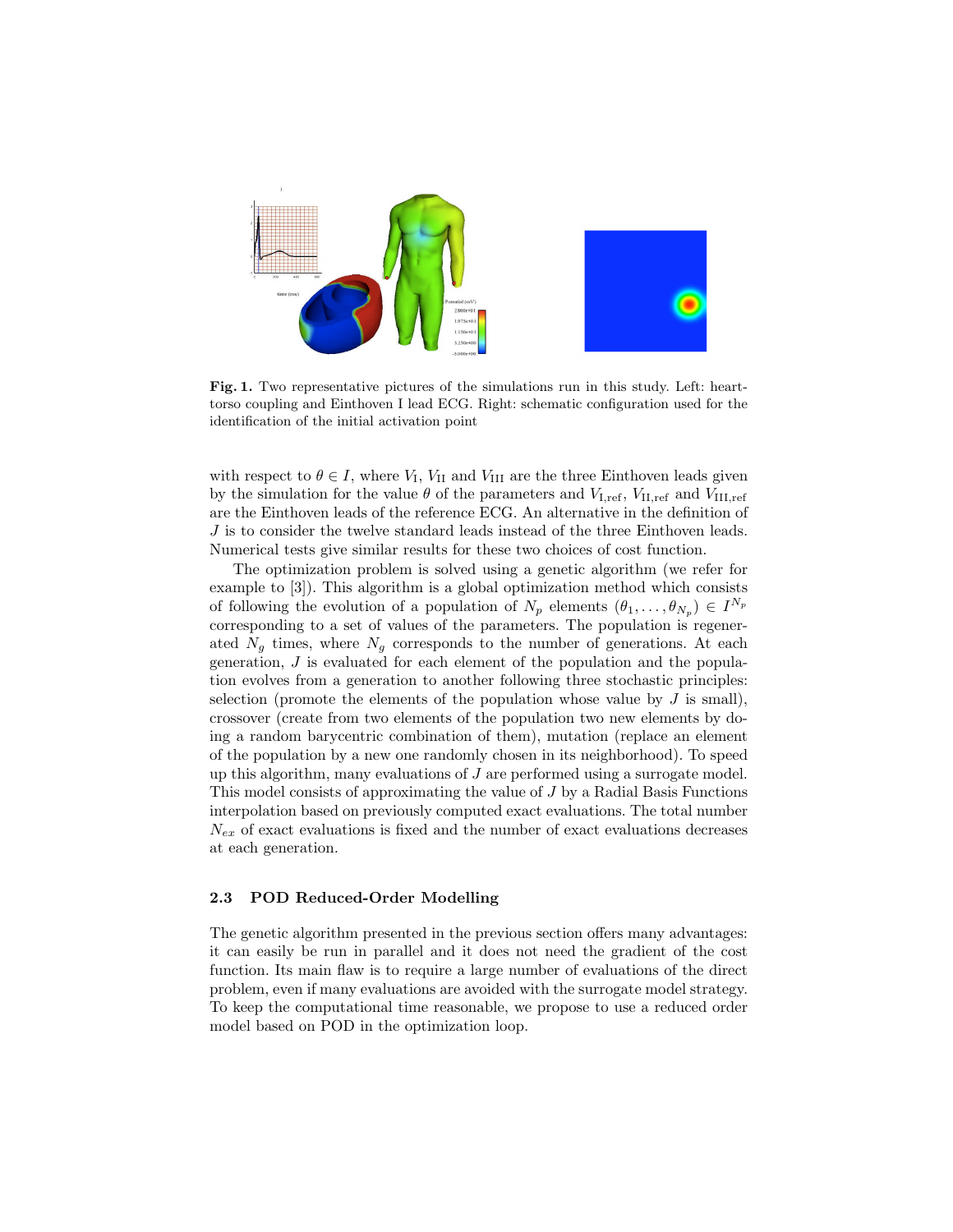**Fig. 1.** Two representative pictures of the simulations run in this study. Left: heart-torso coupling and Einthoven I lead ECG. Right: schematic configuration used for the identification of the initial activation point

with respect to $\theta \in I$, where $V_{\mathrm{I}}$, $V_{\mathrm{II}}$ and $V_{\mathrm{III}}$ are the three Einthoven leads given by the simulation for the value $\theta$ of the parameters and $V_{\mathrm{I,ref}}$, $V_{\mathrm{II,ref}}$ and $V_{\mathrm{III,ref}}$ are the Einthoven leads of the reference ECG. An alternative in the definition of $J$ is to consider the twelve standard leads instead of the three Einthoven leads. Numerical tests give similar results for these two choices of cost function.

The optimization problem is solved using a genetic algorithm (we refer for example to [3]). This algorithm is a global optimization method which consists of following the evolution of a population of $N_p$ elements $(\theta_1, \ldots, \theta_{N_p}) \in I^{N_p}$ corresponding to a set of values of the parameters. The population is regenerated $N_g$ times, where $N_g$ corresponds to the number of generations. At each generation, $J$ is evaluated for each element of the population and the population evolves from a generation to another following three stochastic principles: selection (promote the elements of the population whose value by $J$ is small), crossover (create from two elements of the population two new elements by doing a random barycentric combination of them), mutation (replace an element of the population by a new one randomly chosen in its neighborhood). To speed up this algorithm, many evaluations of $J$ are performed using a surrogate model. This model consists of approximating the value of $J$ by a Radial Basis Functions interpolation based on previously computed exact evaluations. The total number $N_{ex}$ of exact evaluations is fixed and the number of exact evaluations decreases at each generation.

### 2.3 POD Reduced-Order Modelling

The genetic algorithm presented in the previous section offers many advantages: it can easily be run in parallel and it does not need the gradient of the cost function. Its main flaw is to require a large number of evaluations of the direct problem, even if many evaluations are avoided with the surrogate model strategy. To keep the computational time reasonable, we propose to use a reduced order model based on POD in the optimization loop.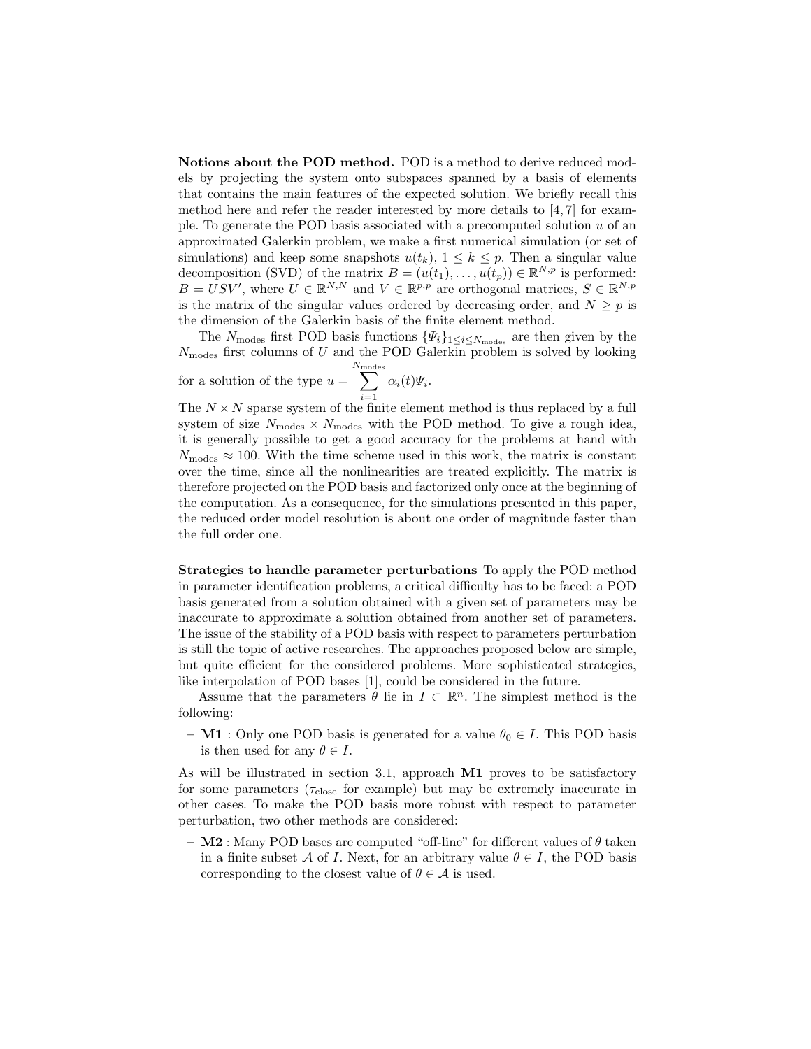**Notions about the POD method.** POD is a method to derive reduced models by projecting the system onto subspaces spanned by a basis of elements that contains the main features of the expected solution. We briefly recall this method here and refer the reader interested by more details to [4, 7] for example. To generate the POD basis associated with a precomputed solution $u$ of an approximated Galerkin problem, we make a first numerical simulation (or set of simulations) and keep some snapshots $u(t_k)$, $1 \leq k \leq p$. Then a singular value decomposition (SVD) of the matrix $B = (u(t_1), \ldots, u(t_p)) \in \mathbb{R}^{N,p}$ is performed: $B = USV'$, where $U \in \mathbb{R}^{N,N}$ and $V \in \mathbb{R}^{p,p}$ are orthogonal matrices, $S \in \mathbb{R}^{N,p}$ is the matrix of the singular values ordered by decreasing order, and $N \geq p$ is the dimension of the Galerkin basis of the finite element method.

The $N_{\text{modes}}$ first POD basis functions $\{\Psi_i\}_{1 \leq i \leq N_{\text{modes}}}$ are then given by the $N_{\text{modes}}$ first columns of $U$ and the POD Galerkin problem is solved by looking for a solution of the type $u = \sum_{i=1}^{N_{\text{modes}}} \alpha_i(t) \Psi_i$.

The $N \times N$ sparse system of the finite element method is thus replaced by a full system of size $N_{\text{modes}} \times N_{\text{modes}}$ with the POD method. To give a rough idea, it is generally possible to get a good accuracy for the problems at hand with $N_{\text{modes}} \approx 100$. With the time scheme used in this work, the matrix is constant over the time, since all the nonlinearities are treated explicitly. The matrix is therefore projected on the POD basis and factorized only once at the beginning of the computation. As a consequence, for the simulations presented in this paper, the reduced order model resolution is about one order of magnitude faster than the full order one.

**Strategies to handle parameter perturbations** To apply the POD method in parameter identification problems, a critical difficulty has to be faced: a POD basis generated from a solution obtained with a given set of parameters may be inaccurate to approximate a solution obtained from another set of parameters. The issue of the stability of a POD basis with respect to parameters perturbation is still the topic of active researches. The approaches proposed below are simple, but quite efficient for the considered problems. More sophisticated strategies, like interpolation of POD bases [1], could be considered in the future.

Assume that the parameters $\theta$ lie in $I \subset \mathbb{R}^n$. The simplest method is the following:

- **M1** : Only one POD basis is generated for a value $\theta_0 \in I$. This POD basis is then used for any $\theta \in I$.

As will be illustrated in section 3.1, approach **M1** proves to be satisfactory for some parameters ($\tau_{\text{close}}$ for example) but may be extremely inaccurate in other cases. To make the POD basis more robust with respect to parameter perturbation, two other methods are considered:

- **M2** : Many POD bases are computed “off-line” for different values of $\theta$ taken in a finite subset $\mathcal{A}$ of $I$. Next, for an arbitrary value $\theta \in I$, the POD basis corresponding to the closest value of $\theta \in \mathcal{A}$ is used.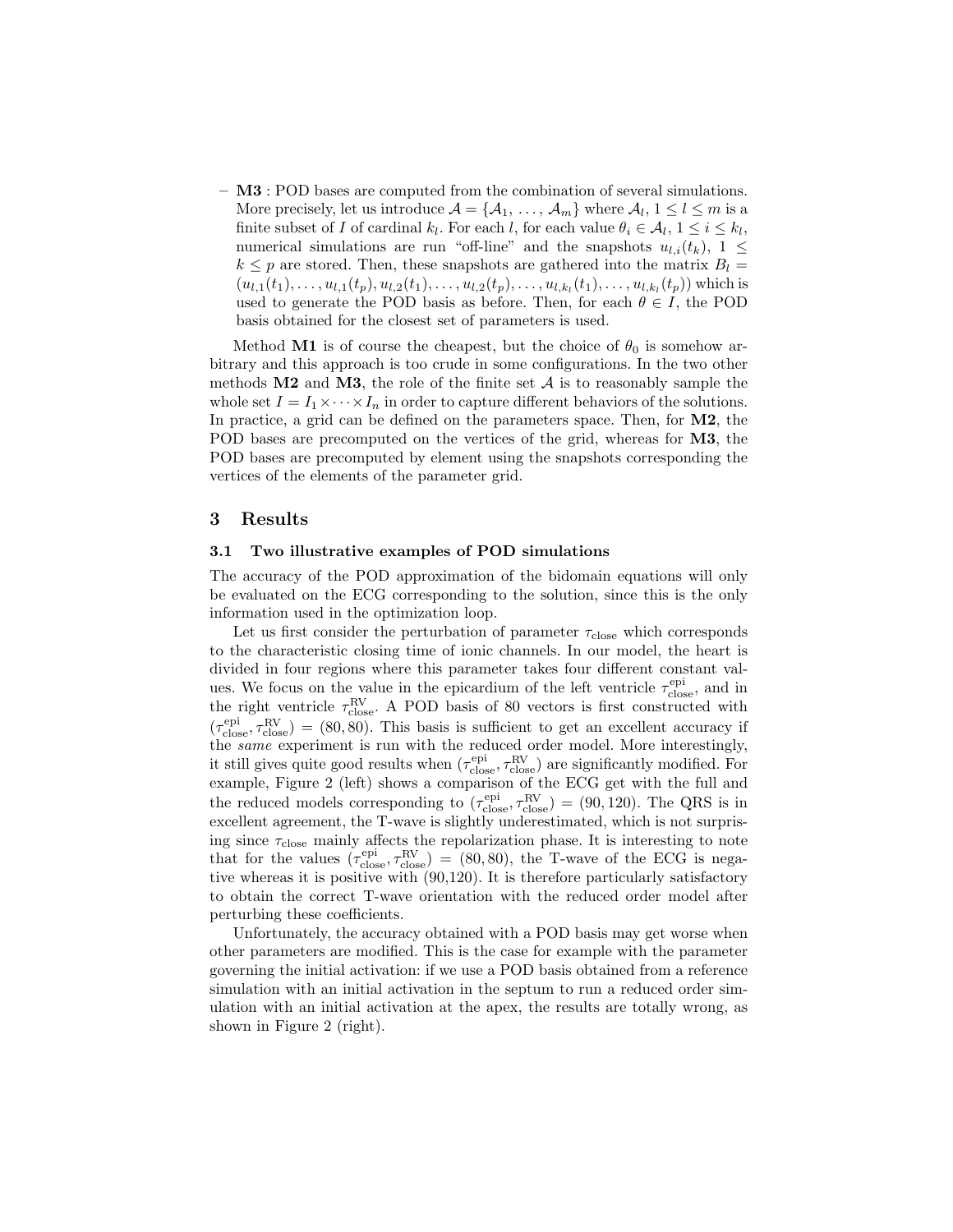– **M3** : POD bases are computed from the combination of several simulations. More precisely, let us introduce $\mathcal{A} = \{\mathcal{A}_1, \ldots, \mathcal{A}_m\}$ where $\mathcal{A}_l$, $1 \le l \le m$ is a finite subset of $I$ of cardinal $k_l$. For each $l$, for each value $\theta_i \in \mathcal{A}_l$, $1 \le i \le k_l$, numerical simulations are run "off-line" and the snapshots $u_{l,i}(t_k)$, $1 \le k \le p$ are stored. Then, these snapshots are gathered into the matrix $B_l = (u_{l,1}(t_1), \ldots, u_{l,1}(t_p), u_{l,2}(t_1), \ldots, u_{l,2}(t_p), \ldots, u_{l,k_l}(t_1), \ldots, u_{l,k_l}(t_p))$ which is used to generate the POD basis as before. Then, for each $\theta \in I$, the POD basis obtained for the closest set of parameters is used.

Method **M1** is of course the cheapest, but the choice of $\theta_0$ is somehow arbitrary and this approach is too crude in some configurations. In the two other methods **M2** and **M3**, the role of the finite set $\mathcal{A}$ is to reasonably sample the whole set $I = I_1 \times \cdots \times I_n$ in order to capture different behaviors of the solutions. In practice, a grid can be defined on the parameters space. Then, for **M2**, the POD bases are precomputed on the vertices of the grid, whereas for **M3**, the POD bases are precomputed by element using the snapshots corresponding the vertices of the elements of the parameter grid.

## 3 Results

### 3.1 Two illustrative examples of POD simulations

The accuracy of the POD approximation of the bidomain equations will only be evaluated on the ECG corresponding to the solution, since this is the only information used in the optimization loop.

Let us first consider the perturbation of parameter $\tau_{\text{close}}$ which corresponds to the characteristic closing time of ionic channels. In our model, the heart is divided in four regions where this parameter takes four different constant values. We focus on the value in the epicardium of the left ventricle $\tau_{\text{close}}^{\text{epi}}$, and in the right ventricle $\tau_{\text{close}}^{\text{RV}}$. A POD basis of 80 vectors is first constructed with $(\tau_{\text{close}}^{\text{epi}}, \tau_{\text{close}}^{\text{RV}}) = (80, 80)$. This basis is sufficient to get an excellent accuracy if the *same* experiment is run with the reduced order model. More interestingly, it still gives quite good results when $(\tau_{\text{close}}^{\text{epi}}, \tau_{\text{close}}^{\text{RV}})$ are significantly modified. For example, Figure 2 (left) shows a comparison of the ECG get with the full and the reduced models corresponding to $(\tau_{\text{close}}^{\text{epi}}, \tau_{\text{close}}^{\text{RV}}) = (90, 120)$. The QRS is in excellent agreement, the T-wave is slightly underestimated, which is not surprising since $\tau_{\text{close}}$ mainly affects the repolarization phase. It is interesting to note that for the values $(\tau_{\text{close}}^{\text{epi}}, \tau_{\text{close}}^{\text{RV}}) = (80, 80)$, the T-wave of the ECG is negative whereas it is positive with (90,120). It is therefore particularly satisfactory to obtain the correct T-wave orientation with the reduced order model after perturbing these coefficients.

Unfortunately, the accuracy obtained with a POD basis may get worse when other parameters are modified. This is the case for example with the parameter governing the initial activation: if we use a POD basis obtained from a reference simulation with an initial activation in the septum to run a reduced order simulation with an initial activation at the apex, the results are totally wrong, as shown in Figure 2 (right).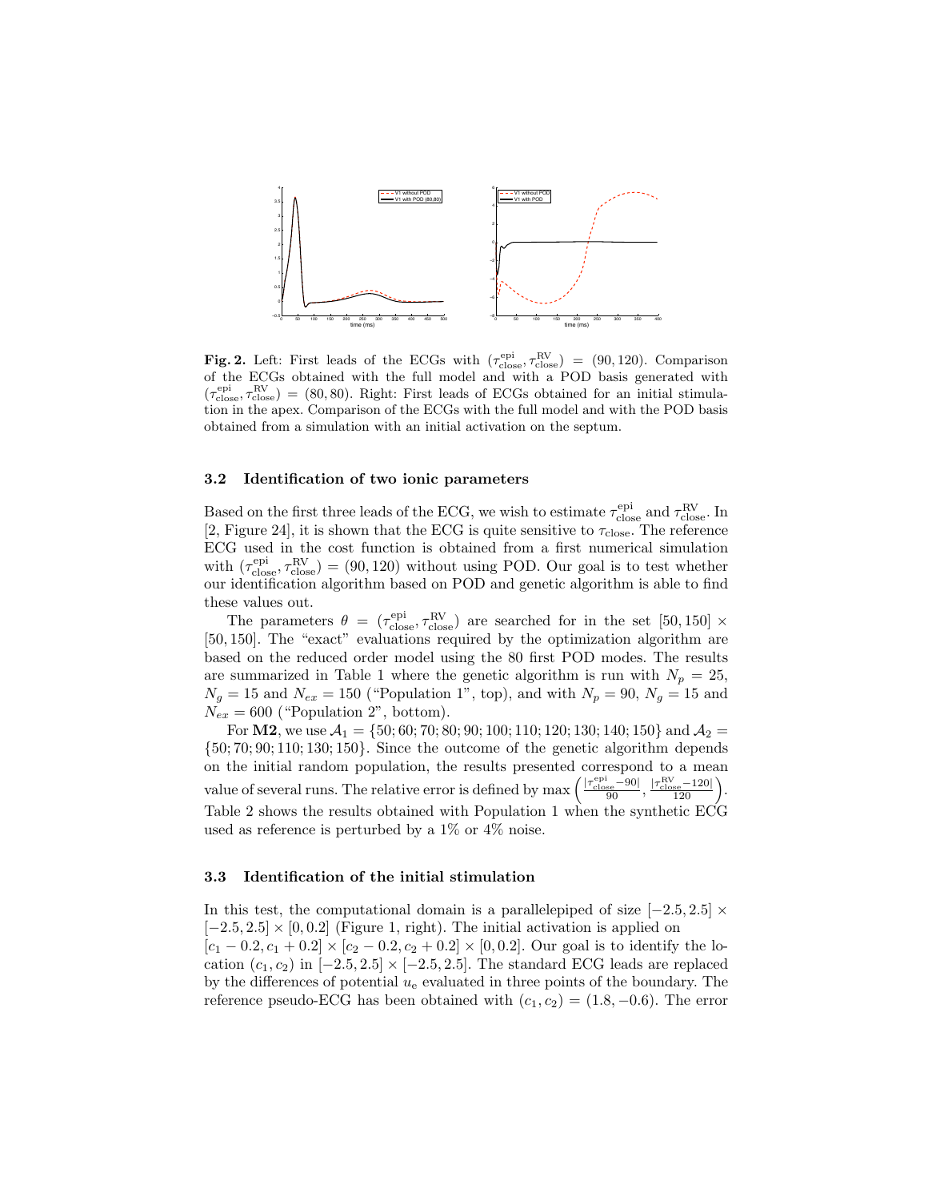**Fig. 2.** Left: First leads of the ECGs with $(\tau_{\rm close}^{\rm epi}, \tau_{\rm close}^{\rm RV}) = (90, 120)$. Comparison of the ECGs obtained with the full model and with a POD basis generated with $(\tau_{\rm close}^{\rm epi}, \tau_{\rm close}^{\rm RV}) = (80, 80)$. Right: First leads of ECGs obtained for an initial stimulation in the apex. Comparison of the ECGs with the full model and with the POD basis obtained from a simulation with an initial activation on the septum.

### 3.2 Identification of two ionic parameters

Based on the first three leads of the ECG, we wish to estimate $\tau_{\rm close}^{\rm epi}$ and $\tau_{\rm close}^{\rm RV}$. In [2, Figure 24], it is shown that the ECG is quite sensitive to $\tau_{\rm close}$. The reference ECG used in the cost function is obtained from a first numerical simulation with $(\tau_{\rm close}^{\rm epi}, \tau_{\rm close}^{\rm RV}) = (90, 120)$ without using POD. Our goal is to test whether our identification algorithm based on POD and genetic algorithm is able to find these values out.

The parameters $\theta = (\tau_{\rm close}^{\rm epi}, \tau_{\rm close}^{\rm RV})$ are searched for in the set $[50, 150] \times [50, 150]$. The "exact" evaluations required by the optimization algorithm are based on the reduced order model using the 80 first POD modes. The results are summarized in Table 1 where the genetic algorithm is run with $N_p = 25$, $N_g = 15$ and $N_{ex} = 150$ ("Population 1", top), and with $N_p = 90$, $N_g = 15$ and $N_{ex} = 600$ ("Population 2", bottom).

For **M2**, we use $\mathcal{A}_1 = \{50; 60; 70; 80; 90; 100; 110; 120; 130; 140; 150\}$ and $\mathcal{A}_2 = \{50; 70; 90; 110; 130; 150\}$. Since the outcome of the genetic algorithm depends on the initial random population, the results presented correspond to a mean value of several runs. The relative error is defined by $\max\left(\frac{|\tau_{\rm close}^{\rm epi} - 90|}{90}, \frac{|\tau_{\rm close}^{\rm RV} - 120|}{120}\right)$. Table 2 shows the results obtained with Population 1 when the synthetic ECG used as reference is perturbed by a 1% or 4% noise.

### 3.3 Identification of the initial stimulation

In this test, the computational domain is a parallelepiped of size $[-2.5, 2.5] \times [-2.5, 2.5] \times [0, 0.2]$ (Figure 1, right). The initial activation is applied on $[c_1 - 0.2, c_1 + 0.2] \times [c_2 - 0.2, c_2 + 0.2] \times [0, 0.2]$. Our goal is to identify the location $(c_1, c_2)$ in $[-2.5, 2.5] \times [-2.5, 2.5]$. The standard ECG leads are replaced by the differences of potential $u_{\rm e}$ evaluated in three points of the boundary. The reference pseudo-ECG has been obtained with $(c_1, c_2) = (1.8, -0.6)$. The error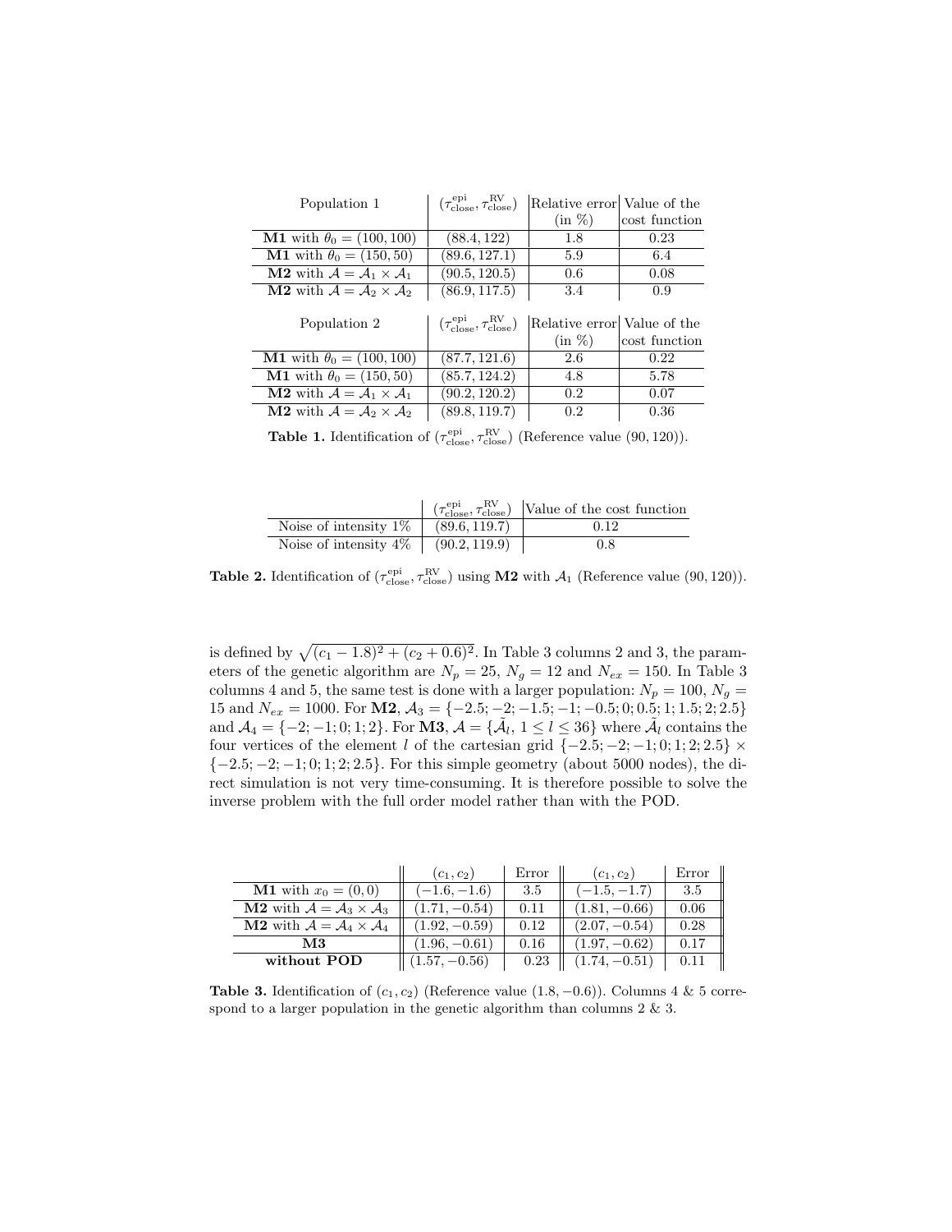| Population 1 | $(\tau_{\text{close}}^{\text{epi}}, \tau_{\text{close}}^{\text{RV}})$ | Relative error (in %) | Value of the cost function |
|---|---|---|---|
| **M1** with $\theta_0 = (100, 100)$ | $(88.4, 122)$ | 1.8 | 0.23 |
| **M1** with $\theta_0 = (150, 50)$ | $(89.6, 127.1)$ | 5.9 | 6.4 |
| **M2** with $\mathcal{A} = \mathcal{A}_1 \times \mathcal{A}_1$ | $(90.5, 120.5)$ | 0.6 | 0.08 |
| **M2** with $\mathcal{A} = \mathcal{A}_2 \times \mathcal{A}_2$ | $(86.9, 117.5)$ | 3.4 | 0.9 |

| Population 2 | $(\tau_{\text{close}}^{\text{epi}}, \tau_{\text{close}}^{\text{RV}})$ | Relative error (in %) | Value of the cost function |
|---|---|---|---|
| **M1** with $\theta_0 = (100, 100)$ | $(87.7, 121.6)$ | 2.6 | 0.22 |
| **M1** with $\theta_0 = (150, 50)$ | $(85.7, 124.2)$ | 4.8 | 5.78 |
| **M2** with $\mathcal{A} = \mathcal{A}_1 \times \mathcal{A}_1$ | $(90.2, 120.2)$ | 0.2 | 0.07 |
| **M2** with $\mathcal{A} = \mathcal{A}_2 \times \mathcal{A}_2$ | $(89.8, 119.7)$ | 0.2 | 0.36 |

**Table 1.** Identification of $(\tau_{\text{close}}^{\text{epi}}, \tau_{\text{close}}^{\text{RV}})$ (Reference value $(90, 120)$).

| | $(\tau_{\text{close}}^{\text{epi}}, \tau_{\text{close}}^{\text{RV}})$ | Value of the cost function |
|---|---|---|
| Noise of intensity 1% | $(89.6, 119.7)$ | 0.12 |
| Noise of intensity 4% | $(90.2, 119.9)$ | 0.8 |

**Table 2.** Identification of $(\tau_{\text{close}}^{\text{epi}}, \tau_{\text{close}}^{\text{RV}})$ using **M2** with $\mathcal{A}_1$ (Reference value $(90, 120)$).

is defined by $\sqrt{(c_1 - 1.8)^2 + (c_2 + 0.6)^2}$. In Table 3 columns 2 and 3, the parameters of the genetic algorithm are $N_p = 25$, $N_g = 12$ and $N_{ex} = 150$. In Table 3 columns 4 and 5, the same test is done with a larger population: $N_p = 100$, $N_g = 15$ and $N_{ex} = 1000$. For **M2**, $\mathcal{A}_3 = \{-2.5; -2; -1.5; -1; -0.5; 0; 0.5; 1; 1.5; 2; 2.5\}$ and $\mathcal{A}_4 = \{-2; -1; 0; 1; 2\}$. For **M3**, $\mathcal{A} = \{\tilde{\mathcal{A}}_l, 1 \le l \le 36\}$ where $\tilde{\mathcal{A}}_l$ contains the four vertices of the element $l$ of the cartesian grid $\{-2.5; -2; -1; 0; 1; 2; 2.5\} \times \{-2.5; -2; -1; 0; 1; 2; 2.5\}$. For this simple geometry (about 5000 nodes), the direct simulation is not very time-consuming. It is therefore possible to solve the inverse problem with the full order model rather than with the POD.

| | $(c_1, c_2)$ | Error | $(c_1, c_2)$ | Error |
|---|---|---|---|---|
| **M1** with $x_0 = (0, 0)$ | $(-1.6, -1.6)$ | 3.5 | $(-1.5, -1.7)$ | 3.5 |
| **M2** with $\mathcal{A} = \mathcal{A}_3 \times \mathcal{A}_3$ | $(1.71, -0.54)$ | 0.11 | $(1.81, -0.66)$ | 0.06 |
| **M2** with $\mathcal{A} = \mathcal{A}_4 \times \mathcal{A}_4$ | $(1.92, -0.59)$ | 0.12 | $(2.07, -0.54)$ | 0.28 |
| **M3** | $(1.96, -0.61)$ | 0.16 | $(1.97, -0.62)$ | 0.17 |
| **without POD** | $(1.57, -0.56)$ | 0.23 | $(1.74, -0.51)$ | 0.11 |

**Table 3.** Identification of $(c_1, c_2)$ (Reference value $(1.8, -0.6)$). Columns 4 & 5 correspond to a larger population in the genetic algorithm than columns 2 & 3.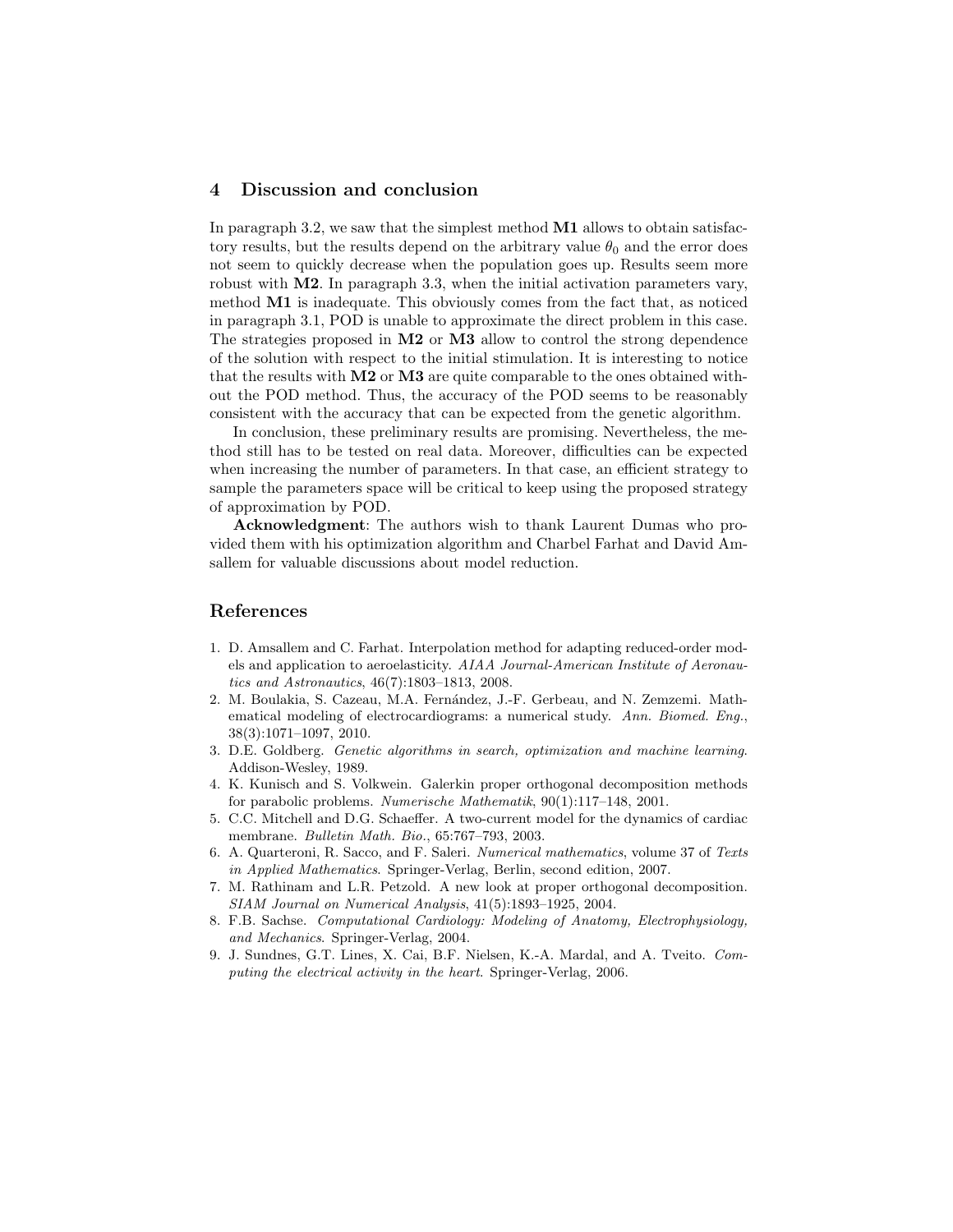## 4 Discussion and conclusion

In paragraph 3.2, we saw that the simplest method **M1** allows to obtain satisfactory results, but the results depend on the arbitrary value $\theta_0$ and the error does not seem to quickly decrease when the population goes up. Results seem more robust with **M2**. In paragraph 3.3, when the initial activation parameters vary, method **M1** is inadequate. This obviously comes from the fact that, as noticed in paragraph 3.1, POD is unable to approximate the direct problem in this case. The strategies proposed in **M2** or **M3** allow to control the strong dependence of the solution with respect to the initial stimulation. It is interesting to notice that the results with **M2** or **M3** are quite comparable to the ones obtained without the POD method. Thus, the accuracy of the POD seems to be reasonably consistent with the accuracy that can be expected from the genetic algorithm.

In conclusion, these preliminary results are promising. Nevertheless, the method still has to be tested on real data. Moreover, difficulties can be expected when increasing the number of parameters. In that case, an efficient strategy to sample the parameters space will be critical to keep using the proposed strategy of approximation by POD.

**Acknowledgment**: The authors wish to thank Laurent Dumas who provided them with his optimization algorithm and Charbel Farhat and David Amsallem for valuable discussions about model reduction.

## References

1. D. Amsallem and C. Farhat. Interpolation method for adapting reduced-order models and application to aeroelasticity. *AIAA Journal-American Institute of Aeronautics and Astronautics*, 46(7):1803–1813, 2008.
2. M. Boulakia, S. Cazeau, M.A. Fernández, J.-F. Gerbeau, and N. Zemzemi. Mathematical modeling of electrocardiograms: a numerical study. *Ann. Biomed. Eng.*, 38(3):1071–1097, 2010.
3. D.E. Goldberg. *Genetic algorithms in search, optimization and machine learning*. Addison-Wesley, 1989.
4. K. Kunisch and S. Volkwein. Galerkin proper orthogonal decomposition methods for parabolic problems. *Numerische Mathematik*, 90(1):117–148, 2001.
5. C.C. Mitchell and D.G. Schaeffer. A two-current model for the dynamics of cardiac membrane. *Bulletin Math. Bio.*, 65:767–793, 2003.
6. A. Quarteroni, R. Sacco, and F. Saleri. *Numerical mathematics*, volume 37 of *Texts in Applied Mathematics*. Springer-Verlag, Berlin, second edition, 2007.
7. M. Rathinam and L.R. Petzold. A new look at proper orthogonal decomposition. *SIAM Journal on Numerical Analysis*, 41(5):1893–1925, 2004.
8. F.B. Sachse. *Computational Cardiology: Modeling of Anatomy, Electrophysiology, and Mechanics*. Springer-Verlag, 2004.
9. J. Sundnes, G.T. Lines, X. Cai, B.F. Nielsen, K.-A. Mardal, and A. Tveito. *Computing the electrical activity in the heart*. Springer-Verlag, 2006.